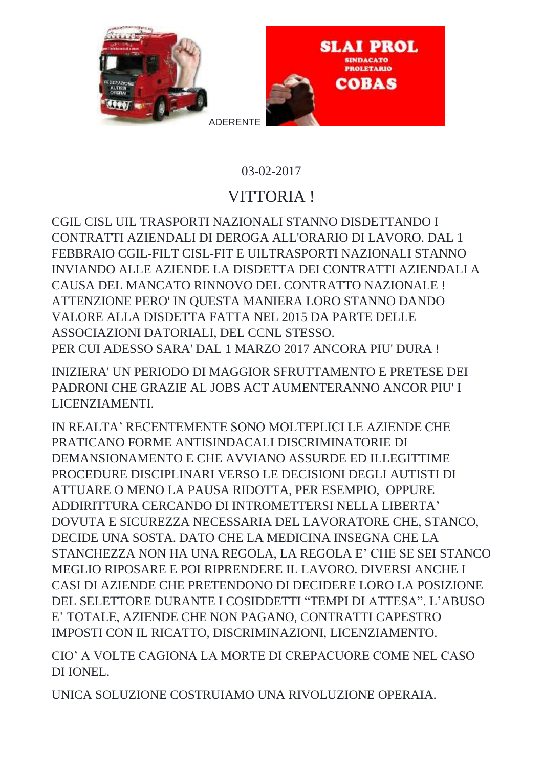ADERENTE

SLAI PROL
SINDACATO PROLETARIO
COBAS

03-02-2017

# VITTORIA !

CGIL CISL UIL TRASPORTI NAZIONALI STANNO DISDETTANDO I CONTRATTI AZIENDALI DI DEROGA ALL'ORARIO DI LAVORO. DAL 1 FEBBRAIO CGIL-FILT CISL-FIT E UILTRASPORTI NAZIONALI STANNO INVIANDO ALLE AZIENDE LA DISDETTA DEI CONTRATTI AZIENDALI A CAUSA DEL MANCATO RINNOVO DEL CONTRATTO NAZIONALE ! ATTENZIONE PERO' IN QUESTA MANIERA LORO STANNO DANDO VALORE ALLA DISDETTA FATTA NEL 2015 DA PARTE DELLE ASSOCIAZIONI DATORIALI, DEL CCNL STESSO.
PER CUI ADESSO SARA' DAL 1 MARZO 2017 ANCORA PIU' DURA !

INIZIERA' UN PERIODO DI MAGGIOR SFRUTTAMENTO E PRETESE DEI PADRONI CHE GRAZIE AL JOBS ACT AUMENTERANNO ANCOR PIU' I LICENZIAMENTI.

IN REALTA' RECENTEMENTE SONO MOLTEPLICI LE AZIENDE CHE PRATICANO FORME ANTISINDACALI DISCRIMINATORIE DI DEMANSIONAMENTO E CHE AVVIANO ASSURDE ED ILLEGITTIME PROCEDURE DISCIPLINARI VERSO LE DECISIONI DEGLI AUTISTI DI ATTUARE O MENO LA PAUSA RIDOTTA, PER ESEMPIO, OPPURE ADDIRITTURA CERCANDO DI INTROMETTERSI NELLA LIBERTA' DOVUTA E SICUREZZA NECESSARIA DEL LAVORATORE CHE, STANCO, DECIDE UNA SOSTA. DATO CHE LA MEDICINA INSEGNA CHE LA STANCHEZZA NON HA UNA REGOLA, LA REGOLA E' CHE SE SEI STANCO MEGLIO RIPOSARE E POI RIPRENDERE IL LAVORO. DIVERSI ANCHE I CASI DI AZIENDE CHE PRETENDONO DI DECIDERE LORO LA POSIZIONE DEL SELETTORE DURANTE I COSIDDETTI "TEMPI DI ATTESA". L'ABUSO E' TOTALE, AZIENDE CHE NON PAGANO, CONTRATTI CAPESTRO IMPOSTI CON IL RICATTO, DISCRIMINAZIONI, LICENZIAMENTO.

CIO' A VOLTE CAGIONA LA MORTE DI CREPACUORE COME NEL CASO DI IONEL.

UNICA SOLUZIONE COSTRUIAMO UNA RIVOLUZIONE OPERAIA.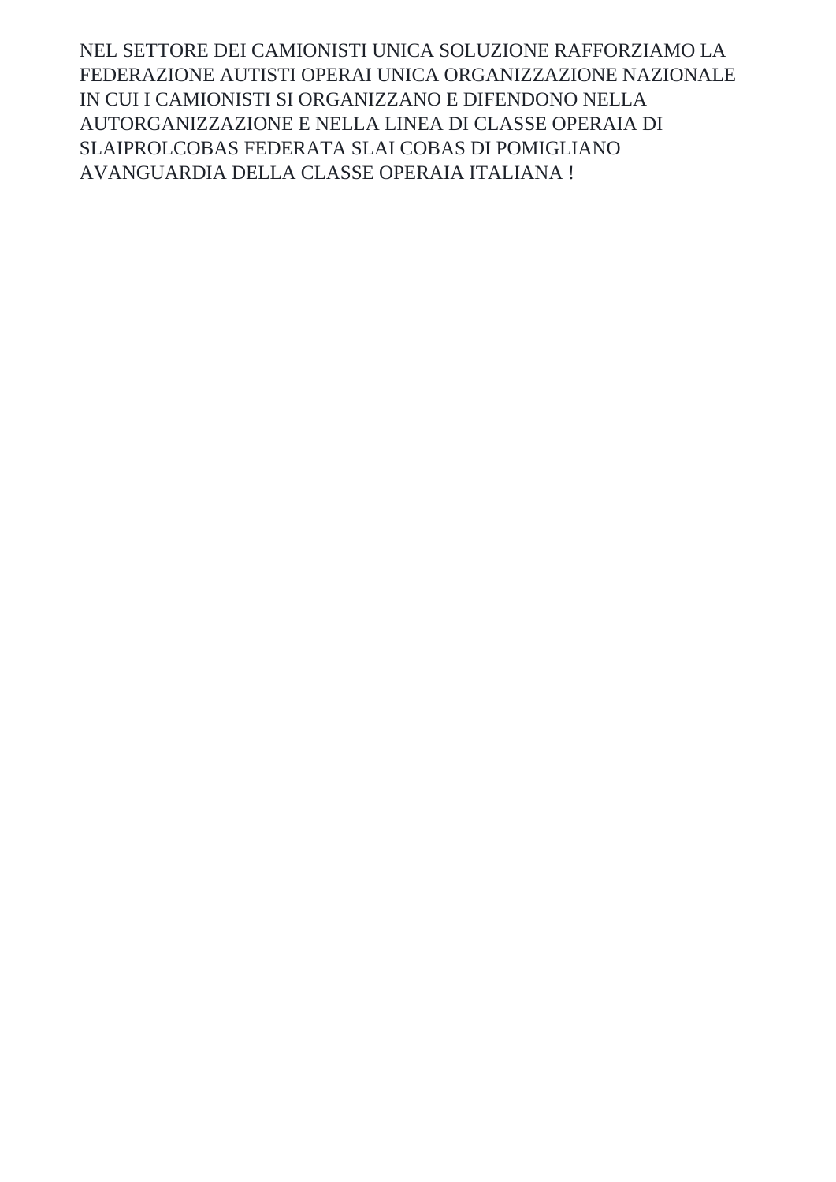NEL SETTORE DEI CAMIONISTI UNICA SOLUZIONE RAFFORZIAMO LA FEDERAZIONE AUTISTI OPERAI UNICA ORGANIZZAZIONE NAZIONALE IN CUI I CAMIONISTI SI ORGANIZZANO E DIFENDONO NELLA AUTORGANIZZAZIONE E NELLA LINEA DI CLASSE OPERAIA DI SLAIPROLCOBAS FEDERATA SLAI COBAS DI POMIGLIANO AVANGUARDIA DELLA CLASSE OPERAIA ITALIANA !